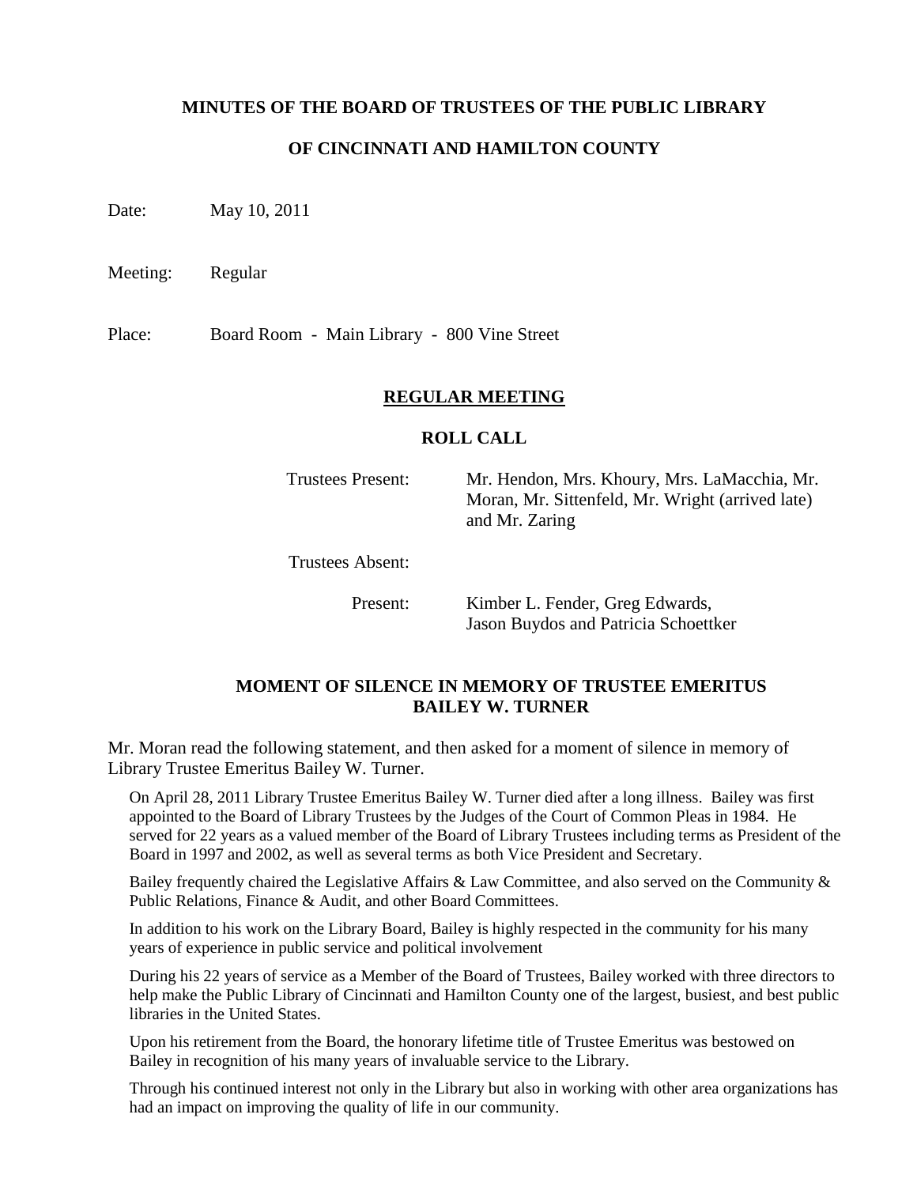**MINUTES OF THE BOARD OF TRUSTEES OF THE PUBLIC LIBRARY**

**OF CINCINNATI AND HAMILTON COUNTY**

Date: May 10, 2011

Meeting: Regular

Place: Board Room - Main Library - 800 Vine Street

## REGULAR MEETING

### ROLL CALL

Trustees Present: Mr. Hendon, Mrs. Khoury, Mrs. LaMacchia, Mr. Moran, Mr. Sittenfeld, Mr. Wright (arrived late) and Mr. Zaring

Trustees Absent:

Present: Kimber L. Fender, Greg Edwards, Jason Buydos and Patricia Schoettker

### MOMENT OF SILENCE IN MEMORY OF TRUSTEE EMERITUS BAILEY W. TURNER

Mr. Moran read the following statement, and then asked for a moment of silence in memory of Library Trustee Emeritus Bailey W. Turner.

On April 28, 2011 Library Trustee Emeritus Bailey W. Turner died after a long illness. Bailey was first appointed to the Board of Library Trustees by the Judges of the Court of Common Pleas in 1984. He served for 22 years as a valued member of the Board of Library Trustees including terms as President of the Board in 1997 and 2002, as well as several terms as both Vice President and Secretary.

Bailey frequently chaired the Legislative Affairs & Law Committee, and also served on the Community & Public Relations, Finance & Audit, and other Board Committees.

In addition to his work on the Library Board, Bailey is highly respected in the community for his many years of experience in public service and political involvement

During his 22 years of service as a Member of the Board of Trustees, Bailey worked with three directors to help make the Public Library of Cincinnati and Hamilton County one of the largest, busiest, and best public libraries in the United States.

Upon his retirement from the Board, the honorary lifetime title of Trustee Emeritus was bestowed on Bailey in recognition of his many years of invaluable service to the Library.

Through his continued interest not only in the Library but also in working with other area organizations has had an impact on improving the quality of life in our community.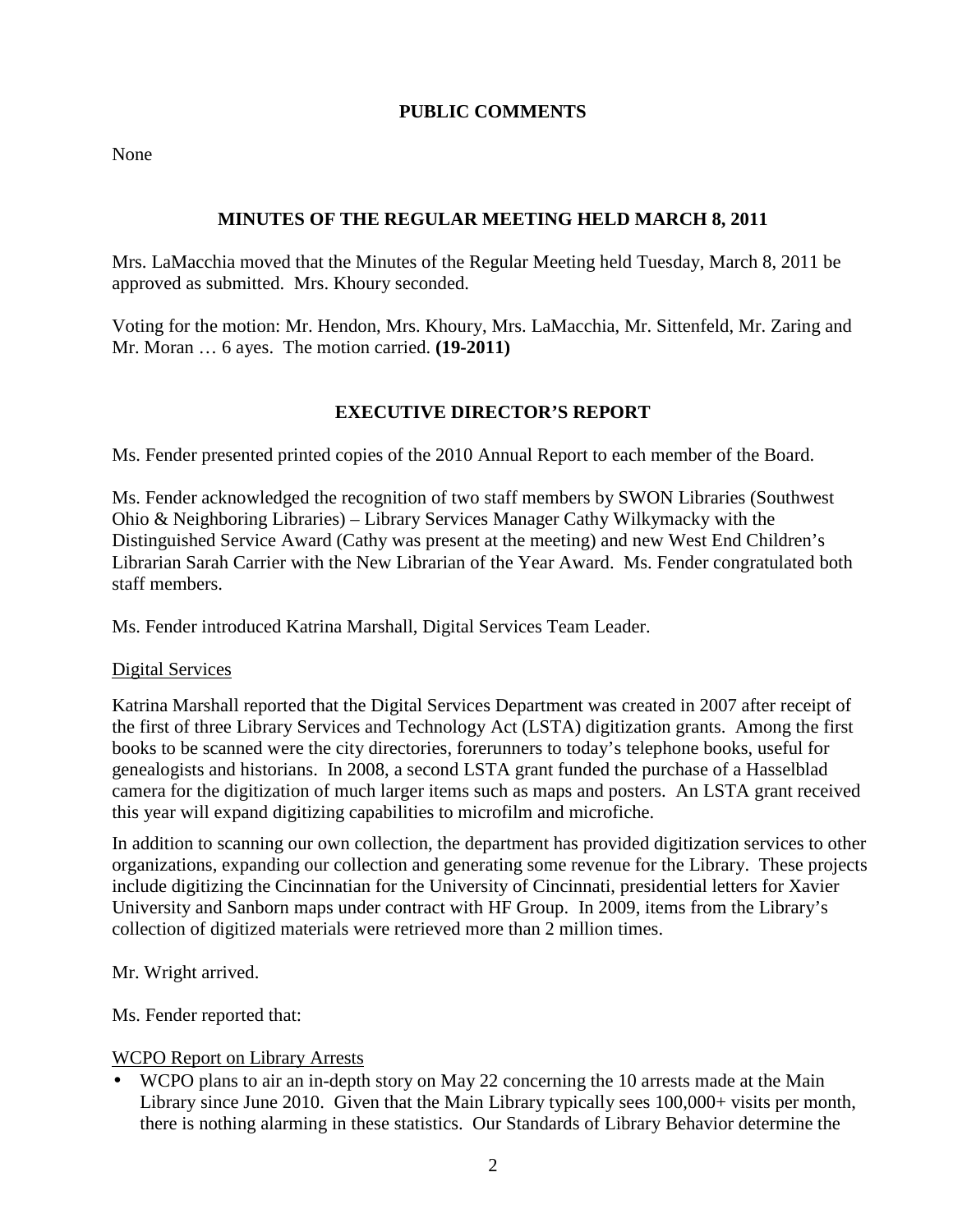## PUBLIC COMMENTS

None

## MINUTES OF THE REGULAR MEETING HELD MARCH 8, 2011

Mrs. LaMacchia moved that the Minutes of the Regular Meeting held Tuesday, March 8, 2011 be approved as submitted. Mrs. Khoury seconded.

Voting for the motion: Mr. Hendon, Mrs. Khoury, Mrs. LaMacchia, Mr. Sittenfeld, Mr. Zaring and Mr. Moran … 6 ayes. The motion carried. **(19-2011)**

## EXECUTIVE DIRECTOR'S REPORT

Ms. Fender presented printed copies of the 2010 Annual Report to each member of the Board.

Ms. Fender acknowledged the recognition of two staff members by SWON Libraries (Southwest Ohio & Neighboring Libraries) – Library Services Manager Cathy Wilkymacky with the Distinguished Service Award (Cathy was present at the meeting) and new West End Children's Librarian Sarah Carrier with the New Librarian of the Year Award. Ms. Fender congratulated both staff members.

Ms. Fender introduced Katrina Marshall, Digital Services Team Leader.

Digital Services

Katrina Marshall reported that the Digital Services Department was created in 2007 after receipt of the first of three Library Services and Technology Act (LSTA) digitization grants. Among the first books to be scanned were the city directories, forerunners to today's telephone books, useful for genealogists and historians. In 2008, a second LSTA grant funded the purchase of a Hasselblad camera for the digitization of much larger items such as maps and posters. An LSTA grant received this year will expand digitizing capabilities to microfilm and microfiche.

In addition to scanning our own collection, the department has provided digitization services to other organizations, expanding our collection and generating some revenue for the Library. These projects include digitizing the Cincinnatian for the University of Cincinnati, presidential letters for Xavier University and Sanborn maps under contract with HF Group. In 2009, items from the Library's collection of digitized materials were retrieved more than 2 million times.

Mr. Wright arrived.

Ms. Fender reported that:

WCPO Report on Library Arrests

- WCPO plans to air an in-depth story on May 22 concerning the 10 arrests made at the Main Library since June 2010. Given that the Main Library typically sees 100,000+ visits per month, there is nothing alarming in these statistics. Our Standards of Library Behavior determine the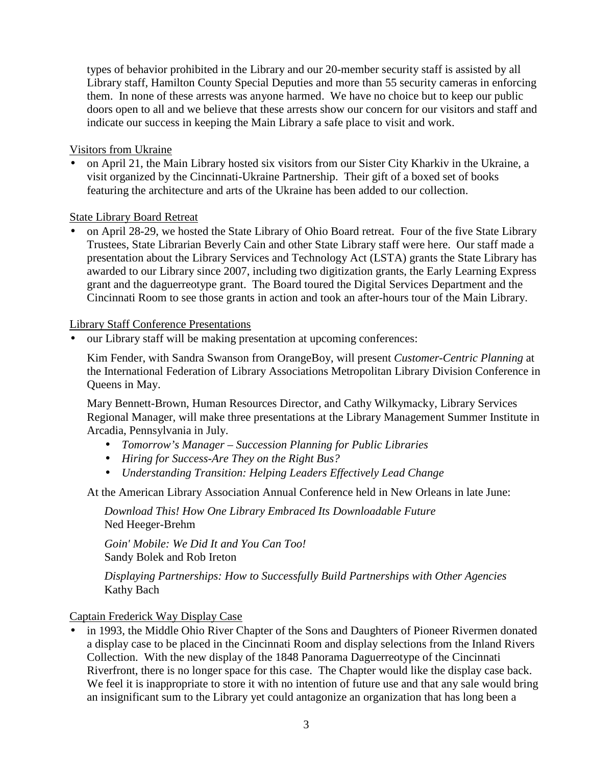types of behavior prohibited in the Library and our 20-member security staff is assisted by all Library staff, Hamilton County Special Deputies and more than 55 security cameras in enforcing them. In none of these arrests was anyone harmed. We have no choice but to keep our public doors open to all and we believe that these arrests show our concern for our visitors and staff and indicate our success in keeping the Main Library a safe place to visit and work.

<u>Visitors from Ukraine</u>

- on April 21, the Main Library hosted six visitors from our Sister City Kharkiv in the Ukraine, a visit organized by the Cincinnati-Ukraine Partnership. Their gift of a boxed set of books featuring the architecture and arts of the Ukraine has been added to our collection.

<u>State Library Board Retreat</u>

- on April 28-29, we hosted the State Library of Ohio Board retreat. Four of the five State Library Trustees, State Librarian Beverly Cain and other State Library staff were here. Our staff made a presentation about the Library Services and Technology Act (LSTA) grants the State Library has awarded to our Library since 2007, including two digitization grants, the Early Learning Express grant and the daguerreotype grant. The Board toured the Digital Services Department and the Cincinnati Room to see those grants in action and took an after-hours tour of the Main Library.

<u>Library Staff Conference Presentations</u>

- our Library staff will be making presentation at upcoming conferences:

  Kim Fender, with Sandra Swanson from OrangeBoy, will present *Customer-Centric Planning* at the International Federation of Library Associations Metropolitan Library Division Conference in Queens in May.

  Mary Bennett-Brown, Human Resources Director, and Cathy Wilkymacky, Library Services Regional Manager, will make three presentations at the Library Management Summer Institute in Arcadia, Pennsylvania in July.

  - *Tomorrow's Manager – Succession Planning for Public Libraries*
  - *Hiring for Success-Are They on the Right Bus?*
  - *Understanding Transition: Helping Leaders Effectively Lead Change*

  At the American Library Association Annual Conference held in New Orleans in late June:

  *Download This! How One Library Embraced Its Downloadable Future*
  Ned Heeger-Brehm

  *Goin' Mobile: We Did It and You Can Too!*
  Sandy Bolek and Rob Ireton

  *Displaying Partnerships: How to Successfully Build Partnerships with Other Agencies*
  Kathy Bach

<u>Captain Frederick Way Display Case</u>

- in 1993, the Middle Ohio River Chapter of the Sons and Daughters of Pioneer Rivermen donated a display case to be placed in the Cincinnati Room and display selections from the Inland Rivers Collection. With the new display of the 1848 Panorama Daguerreotype of the Cincinnati Riverfront, there is no longer space for this case. The Chapter would like the display case back. We feel it is inappropriate to store it with no intention of future use and that any sale would bring an insignificant sum to the Library yet could antagonize an organization that has long been a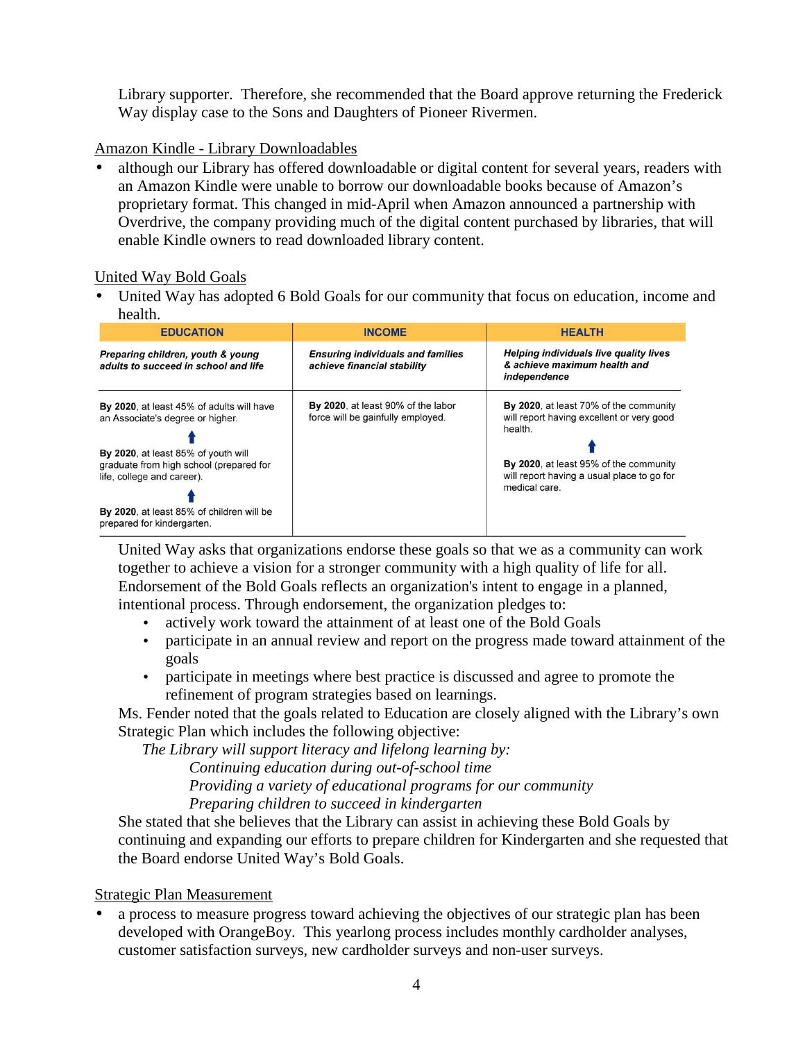Library supporter. Therefore, she recommended that the Board approve returning the Frederick Way display case to the Sons and Daughters of Pioneer Rivermen.

Amazon Kindle - Library Downloadables

- although our Library has offered downloadable or digital content for several years, readers with an Amazon Kindle were unable to borrow our downloadable books because of Amazon's proprietary format. This changed in mid-April when Amazon announced a partnership with Overdrive, the company providing much of the digital content purchased by libraries, that will enable Kindle owners to read downloaded library content.

United Way Bold Goals

- United Way has adopted 6 Bold Goals for our community that focus on education, income and health.

| EDUCATION | INCOME | HEALTH |
|---|---|---|
| ***Preparing children, youth & young adults to succeed in school and life*** | ***Ensuring individuals and families achieve financial stability*** | ***Helping individuals live quality lives & achieve maximum health and independence*** |
| **By 2020**, at least 45% of adults will have an Associate's degree or higher.<br>↑<br>**By 2020**, at least 85% of youth will graduate from high school (prepared for life, college and career).<br>↑<br>**By 2020**, at least 85% of children will be prepared for kindergarten. | **By 2020**, at least 90% of the labor force will be gainfully employed. | **By 2020**, at least 70% of the community will report having excellent or very good health.<br>↑<br>**By 2020**, at least 95% of the community will report having a usual place to go for medical care. |

United Way asks that organizations endorse these goals so that we as a community can work together to achieve a vision for a stronger community with a high quality of life for all. Endorsement of the Bold Goals reflects an organization's intent to engage in a planned, intentional process. Through endorsement, the organization pledges to:

- actively work toward the attainment of at least one of the Bold Goals
- participate in an annual review and report on the progress made toward attainment of the goals
- participate in meetings where best practice is discussed and agree to promote the refinement of program strategies based on learnings.

Ms. Fender noted that the goals related to Education are closely aligned with the Library's own Strategic Plan which includes the following objective:

*The Library will support literacy and lifelong learning by:*

*Continuing education during out-of-school time*
*Providing a variety of educational programs for our community*
*Preparing children to succeed in kindergarten*

She stated that she believes that the Library can assist in achieving these Bold Goals by continuing and expanding our efforts to prepare children for Kindergarten and she requested that the Board endorse United Way's Bold Goals.

Strategic Plan Measurement

- a process to measure progress toward achieving the objectives of our strategic plan has been developed with OrangeBoy. This yearlong process includes monthly cardholder analyses, customer satisfaction surveys, new cardholder surveys and non-user surveys.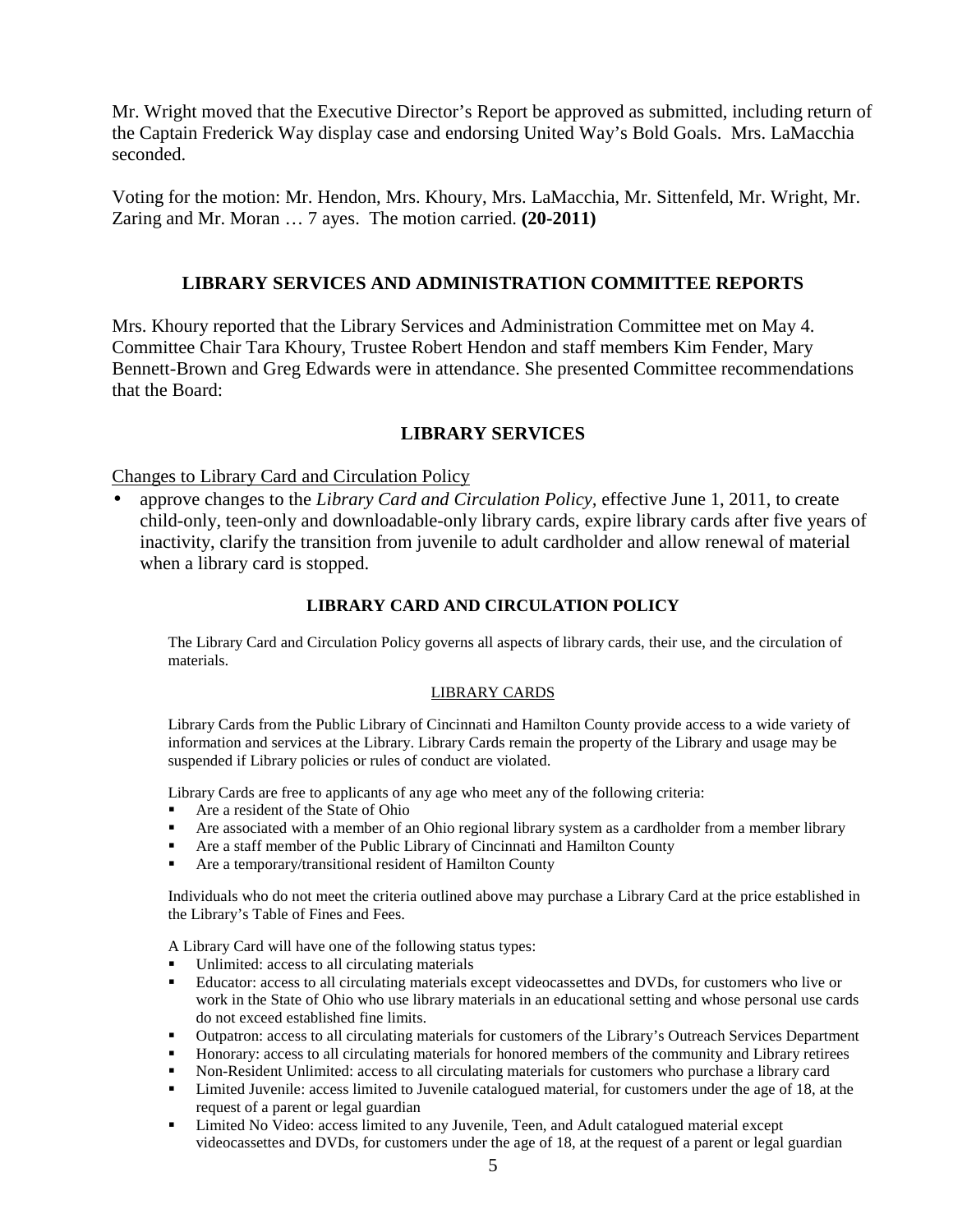Mr. Wright moved that the Executive Director's Report be approved as submitted, including return of the Captain Frederick Way display case and endorsing United Way's Bold Goals. Mrs. LaMacchia seconded.

Voting for the motion: Mr. Hendon, Mrs. Khoury, Mrs. LaMacchia, Mr. Sittenfeld, Mr. Wright, Mr. Zaring and Mr. Moran … 7 ayes. The motion carried. **(20-2011)**

## LIBRARY SERVICES AND ADMINISTRATION COMMITTEE REPORTS

Mrs. Khoury reported that the Library Services and Administration Committee met on May 4. Committee Chair Tara Khoury, Trustee Robert Hendon and staff members Kim Fender, Mary Bennett-Brown and Greg Edwards were in attendance. She presented Committee recommendations that the Board:

## LIBRARY SERVICES

Changes to Library Card and Circulation Policy

- approve changes to the *Library Card and Circulation Policy,* effective June 1, 2011, to create child-only, teen-only and downloadable-only library cards, expire library cards after five years of inactivity, clarify the transition from juvenile to adult cardholder and allow renewal of material when a library card is stopped.

### LIBRARY CARD AND CIRCULATION POLICY

The Library Card and Circulation Policy governs all aspects of library cards, their use, and the circulation of materials.

LIBRARY CARDS

Library Cards from the Public Library of Cincinnati and Hamilton County provide access to a wide variety of information and services at the Library. Library Cards remain the property of the Library and usage may be suspended if Library policies or rules of conduct are violated.

Library Cards are free to applicants of any age who meet any of the following criteria:

- Are a resident of the State of Ohio
- Are associated with a member of an Ohio regional library system as a cardholder from a member library
- Are a staff member of the Public Library of Cincinnati and Hamilton County
- Are a temporary/transitional resident of Hamilton County

Individuals who do not meet the criteria outlined above may purchase a Library Card at the price established in the Library's Table of Fines and Fees.

A Library Card will have one of the following status types:

- Unlimited: access to all circulating materials
- Educator: access to all circulating materials except videocassettes and DVDs, for customers who live or work in the State of Ohio who use library materials in an educational setting and whose personal use cards do not exceed established fine limits.
- Outpatron: access to all circulating materials for customers of the Library's Outreach Services Department
- Honorary: access to all circulating materials for honored members of the community and Library retirees
- Non-Resident Unlimited: access to all circulating materials for customers who purchase a library card
- Limited Juvenile: access limited to Juvenile catalogued material, for customers under the age of 18, at the request of a parent or legal guardian
- Limited No Video: access limited to any Juvenile, Teen, and Adult catalogued material except videocassettes and DVDs, for customers under the age of 18, at the request of a parent or legal guardian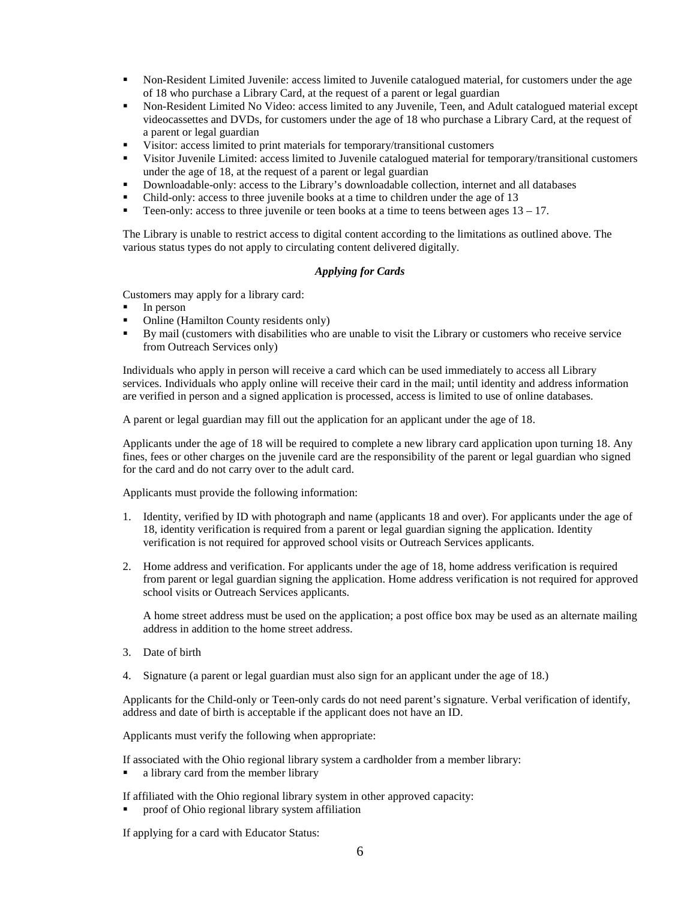- Non-Resident Limited Juvenile: access limited to Juvenile catalogued material, for customers under the age of 18 who purchase a Library Card, at the request of a parent or legal guardian
- Non-Resident Limited No Video: access limited to any Juvenile, Teen, and Adult catalogued material except videocassettes and DVDs, for customers under the age of 18 who purchase a Library Card, at the request of a parent or legal guardian
- Visitor: access limited to print materials for temporary/transitional customers
- Visitor Juvenile Limited: access limited to Juvenile catalogued material for temporary/transitional customers under the age of 18, at the request of a parent or legal guardian
- Downloadable-only: access to the Library's downloadable collection, internet and all databases
- Child-only: access to three juvenile books at a time to children under the age of 13
- Teen-only: access to three juvenile or teen books at a time to teens between ages 13 – 17.

The Library is unable to restrict access to digital content according to the limitations as outlined above. The various status types do not apply to circulating content delivered digitally.

### *Applying for Cards*

Customers may apply for a library card:

- In person
- Online (Hamilton County residents only)
- By mail (customers with disabilities who are unable to visit the Library or customers who receive service from Outreach Services only)

Individuals who apply in person will receive a card which can be used immediately to access all Library services. Individuals who apply online will receive their card in the mail; until identity and address information are verified in person and a signed application is processed, access is limited to use of online databases.

A parent or legal guardian may fill out the application for an applicant under the age of 18.

Applicants under the age of 18 will be required to complete a new library card application upon turning 18. Any fines, fees or other charges on the juvenile card are the responsibility of the parent or legal guardian who signed for the card and do not carry over to the adult card.

Applicants must provide the following information:

1. Identity, verified by ID with photograph and name (applicants 18 and over). For applicants under the age of 18, identity verification is required from a parent or legal guardian signing the application. Identity verification is not required for approved school visits or Outreach Services applicants.

2. Home address and verification. For applicants under the age of 18, home address verification is required from parent or legal guardian signing the application. Home address verification is not required for approved school visits or Outreach Services applicants.

   A home street address must be used on the application; a post office box may be used as an alternate mailing address in addition to the home street address.

3. Date of birth

4. Signature (a parent or legal guardian must also sign for an applicant under the age of 18.)

Applicants for the Child-only or Teen-only cards do not need parent's signature. Verbal verification of identify, address and date of birth is acceptable if the applicant does not have an ID.

Applicants must verify the following when appropriate:

If associated with the Ohio regional library system a cardholder from a member library:

- a library card from the member library

If affiliated with the Ohio regional library system in other approved capacity:

- proof of Ohio regional library system affiliation

If applying for a card with Educator Status: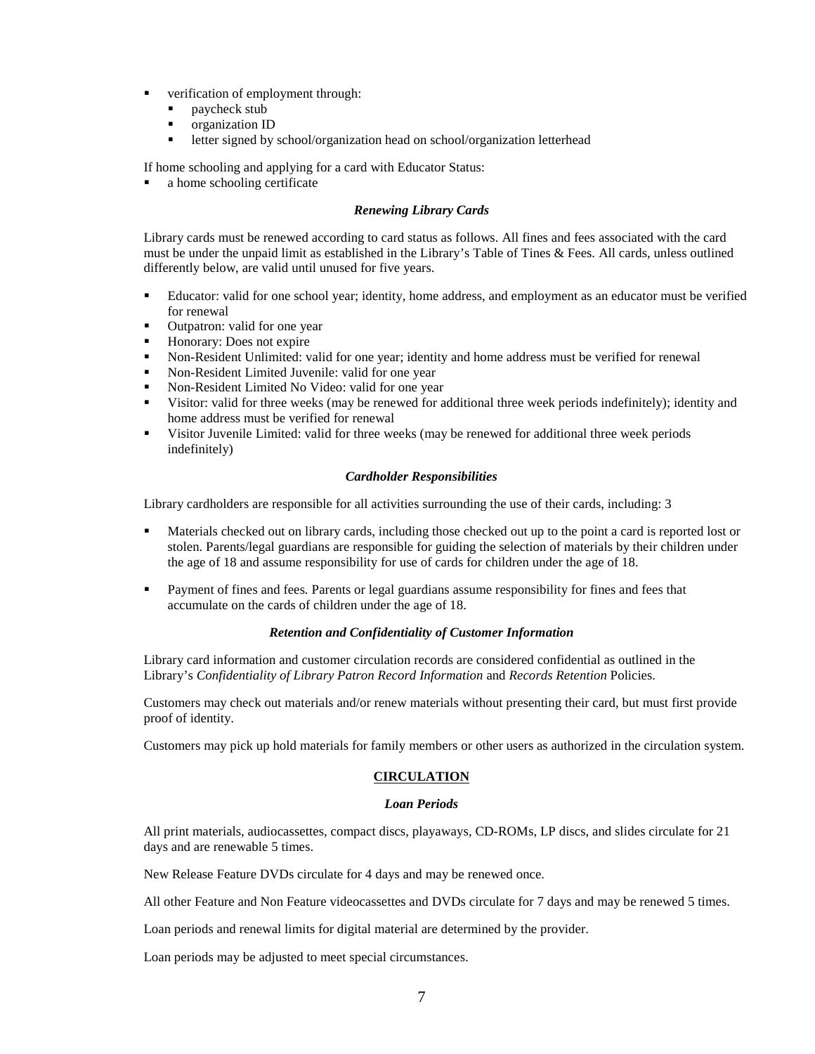- verification of employment through:
  - paycheck stub
  - organization ID
  - letter signed by school/organization head on school/organization letterhead

If home schooling and applying for a card with Educator Status:

- a home schooling certificate

***Renewing Library Cards***

Library cards must be renewed according to card status as follows. All fines and fees associated with the card must be under the unpaid limit as established in the Library's Table of Tines & Fees. All cards, unless outlined differently below, are valid until unused for five years.

- Educator: valid for one school year; identity, home address, and employment as an educator must be verified for renewal
- Outpatron: valid for one year
- Honorary: Does not expire
- Non-Resident Unlimited: valid for one year; identity and home address must be verified for renewal
- Non-Resident Limited Juvenile: valid for one year
- Non-Resident Limited No Video: valid for one year
- Visitor: valid for three weeks (may be renewed for additional three week periods indefinitely); identity and home address must be verified for renewal
- Visitor Juvenile Limited: valid for three weeks (may be renewed for additional three week periods indefinitely)

***Cardholder Responsibilities***

Library cardholders are responsible for all activities surrounding the use of their cards, including: 3

- Materials checked out on library cards, including those checked out up to the point a card is reported lost or stolen. Parents/legal guardians are responsible for guiding the selection of materials by their children under the age of 18 and assume responsibility for use of cards for children under the age of 18.

- Payment of fines and fees. Parents or legal guardians assume responsibility for fines and fees that accumulate on the cards of children under the age of 18.

***Retention and Confidentiality of Customer Information***

Library card information and customer circulation records are considered confidential as outlined in the Library's *Confidentiality of Library Patron Record Information* and *Records Retention* Policies.

Customers may check out materials and/or renew materials without presenting their card, but must first provide proof of identity.

Customers may pick up hold materials for family members or other users as authorized in the circulation system.

## **CIRCULATION**

***Loan Periods***

All print materials, audiocassettes, compact discs, playaways, CD-ROMs, LP discs, and slides circulate for 21 days and are renewable 5 times.

New Release Feature DVDs circulate for 4 days and may be renewed once.

All other Feature and Non Feature videocassettes and DVDs circulate for 7 days and may be renewed 5 times.

Loan periods and renewal limits for digital material are determined by the provider.

Loan periods may be adjusted to meet special circumstances.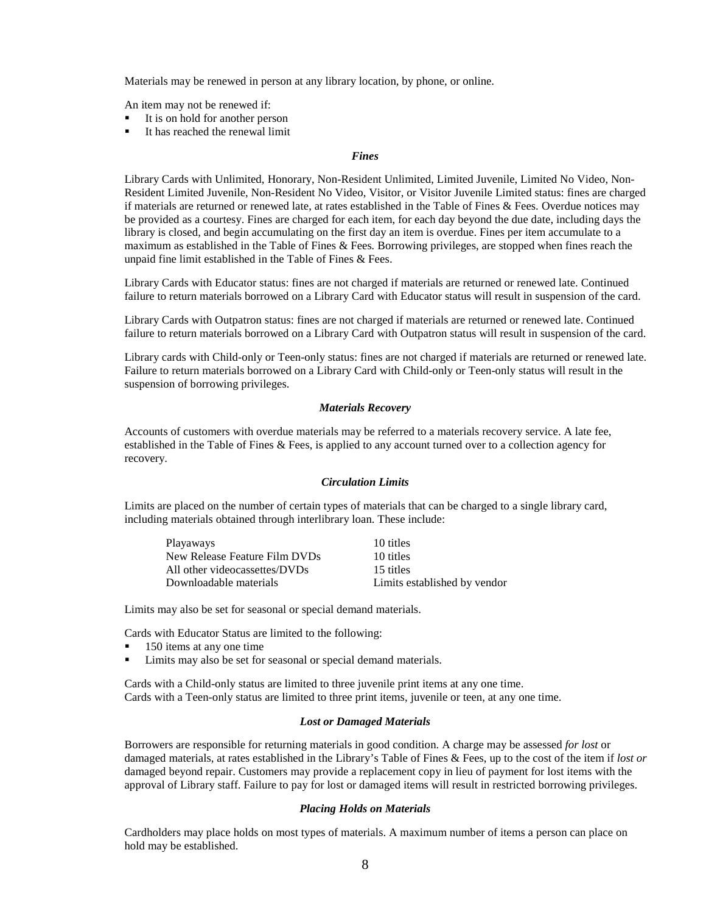Materials may be renewed in person at any library location, by phone, or online.

An item may not be renewed if:

- It is on hold for another person
- It has reached the renewal limit

### *Fines*

Library Cards with Unlimited, Honorary, Non-Resident Unlimited, Limited Juvenile, Limited No Video, Non-Resident Limited Juvenile, Non-Resident No Video, Visitor, or Visitor Juvenile Limited status: fines are charged if materials are returned or renewed late, at rates established in the Table of Fines & Fees. Overdue notices may be provided as a courtesy. Fines are charged for each item, for each day beyond the due date, including days the library is closed, and begin accumulating on the first day an item is overdue. Fines per item accumulate to a maximum as established in the Table of Fines & Fees*.* Borrowing privileges, are stopped when fines reach the unpaid fine limit established in the Table of Fines & Fees.

Library Cards with Educator status: fines are not charged if materials are returned or renewed late. Continued failure to return materials borrowed on a Library Card with Educator status will result in suspension of the card.

Library Cards with Outpatron status: fines are not charged if materials are returned or renewed late. Continued failure to return materials borrowed on a Library Card with Outpatron status will result in suspension of the card.

Library cards with Child-only or Teen-only status: fines are not charged if materials are returned or renewed late. Failure to return materials borrowed on a Library Card with Child-only or Teen-only status will result in the suspension of borrowing privileges.

### *Materials Recovery*

Accounts of customers with overdue materials may be referred to a materials recovery service. A late fee, established in the Table of Fines & Fees, is applied to any account turned over to a collection agency for recovery.

### *Circulation Limits*

Limits are placed on the number of certain types of materials that can be charged to a single library card, including materials obtained through interlibrary loan. These include:

| | |
|---|---|
| Playaways | 10 titles |
| New Release Feature Film DVDs | 10 titles |
| All other videocassettes/DVDs | 15 titles |
| Downloadable materials | Limits established by vendor |

Limits may also be set for seasonal or special demand materials.

Cards with Educator Status are limited to the following:

- 150 items at any one time
- Limits may also be set for seasonal or special demand materials.

Cards with a Child-only status are limited to three juvenile print items at any one time.
Cards with a Teen-only status are limited to three print items, juvenile or teen, at any one time.

### *Lost or Damaged Materials*

Borrowers are responsible for returning materials in good condition. A charge may be assessed *for lost* or damaged materials, at rates established in the Library's Table of Fines & Fees, up to the cost of the item if *lost or* damaged beyond repair. Customers may provide a replacement copy in lieu of payment for lost items with the approval of Library staff. Failure to pay for lost or damaged items will result in restricted borrowing privileges.

### *Placing Holds on Materials*

Cardholders may place holds on most types of materials. A maximum number of items a person can place on hold may be established.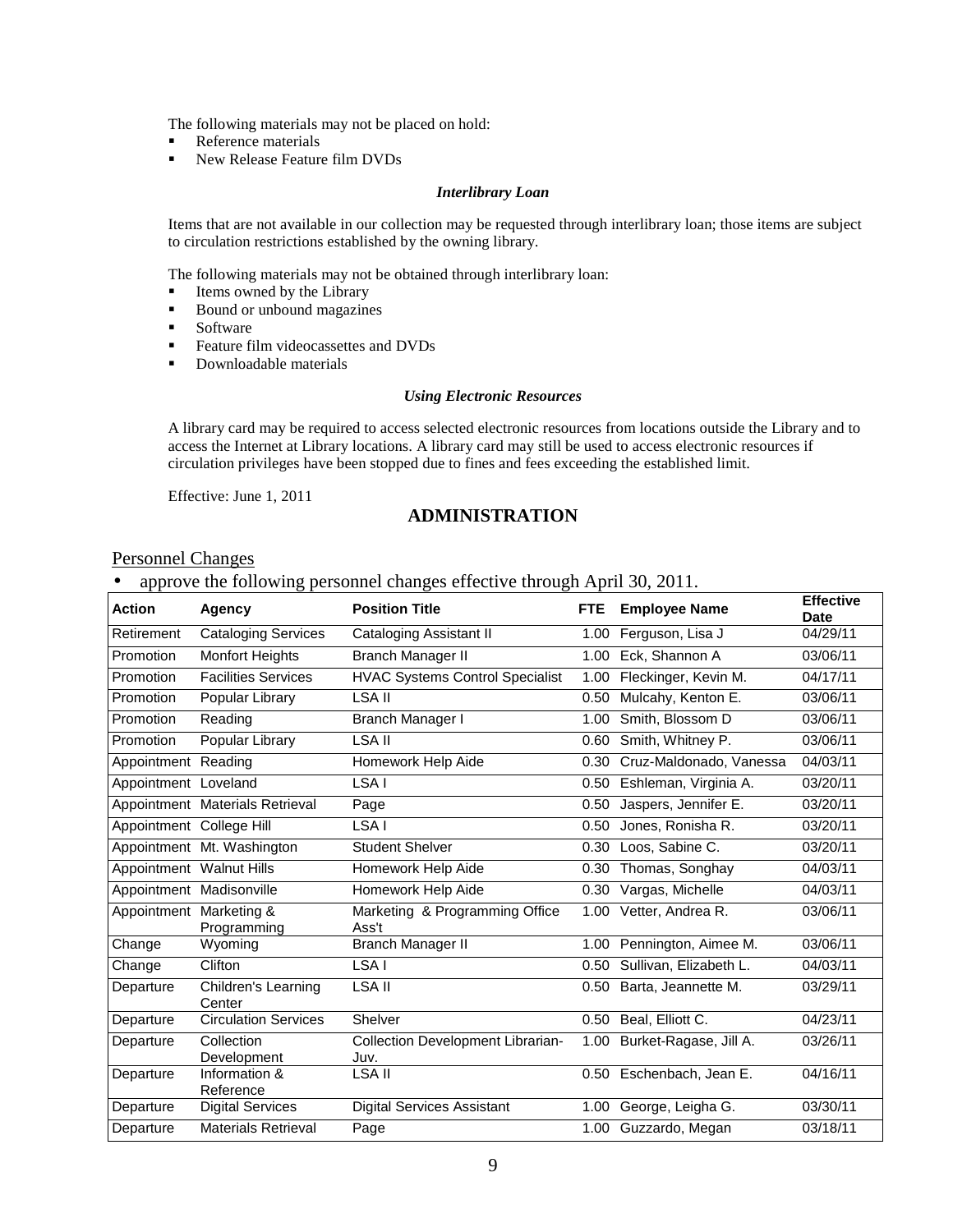The following materials may not be placed on hold:

- Reference materials
- New Release Feature film DVDs

***Interlibrary Loan***

Items that are not available in our collection may be requested through interlibrary loan; those items are subject to circulation restrictions established by the owning library.

The following materials may not be obtained through interlibrary loan:

- Items owned by the Library
- Bound or unbound magazines
- Software
- Feature film videocassettes and DVDs
- Downloadable materials

***Using Electronic Resources***

A library card may be required to access selected electronic resources from locations outside the Library and to access the Internet at Library locations. A library card may still be used to access electronic resources if circulation privileges have been stopped due to fines and fees exceeding the established limit.

Effective: June 1, 2011

## ADMINISTRATION

Personnel Changes

- approve the following personnel changes effective through April 30, 2011.

| Action | Agency | Position Title | FTE | Employee Name | Effective Date |
|---|---|---|---|---|---|
| Retirement | Cataloging Services | Cataloging Assistant II | 1.00 | Ferguson, Lisa J | 04/29/11 |
| Promotion | Monfort Heights | Branch Manager II | 1.00 | Eck, Shannon A | 03/06/11 |
| Promotion | Facilities Services | HVAC Systems Control Specialist | 1.00 | Fleckinger, Kevin M. | 04/17/11 |
| Promotion | Popular Library | LSA II | 0.50 | Mulcahy, Kenton E. | 03/06/11 |
| Promotion | Reading | Branch Manager I | 1.00 | Smith, Blossom D | 03/06/11 |
| Promotion | Popular Library | LSA II | 0.60 | Smith, Whitney P. | 03/06/11 |
| Appointment | Reading | Homework Help Aide | 0.30 | Cruz-Maldonado, Vanessa | 04/03/11 |
| Appointment | Loveland | LSA I | 0.50 | Eshleman, Virginia A. | 03/20/11 |
| Appointment | Materials Retrieval | Page | 0.50 | Jaspers, Jennifer E. | 03/20/11 |
| Appointment | College Hill | LSA I | 0.50 | Jones, Ronisha R. | 03/20/11 |
| Appointment | Mt. Washington | Student Shelver | 0.30 | Loos, Sabine C. | 03/20/11 |
| Appointment | Walnut Hills | Homework Help Aide | 0.30 | Thomas, Songhay | 04/03/11 |
| Appointment | Madisonville | Homework Help Aide | 0.30 | Vargas, Michelle | 04/03/11 |
| Appointment | Marketing & Programming | Marketing & Programming Office Ass't | 1.00 | Vetter, Andrea R. | 03/06/11 |
| Change | Wyoming | Branch Manager II | 1.00 | Pennington, Aimee M. | 03/06/11 |
| Change | Clifton | LSA I | 0.50 | Sullivan, Elizabeth L. | 04/03/11 |
| Departure | Children's Learning Center | LSA II | 0.50 | Barta, Jeannette M. | 03/29/11 |
| Departure | Circulation Services | Shelver | 0.50 | Beal, Elliott C. | 04/23/11 |
| Departure | Collection Development | Collection Development Librarian-Juv. | 1.00 | Burket-Ragase, Jill A. | 03/26/11 |
| Departure | Information & Reference | LSA II | 0.50 | Eschenbach, Jean E. | 04/16/11 |
| Departure | Digital Services | Digital Services Assistant | 1.00 | George, Leigha G. | 03/30/11 |
| Departure | Materials Retrieval | Page | 1.00 | Guzzardo, Megan | 03/18/11 |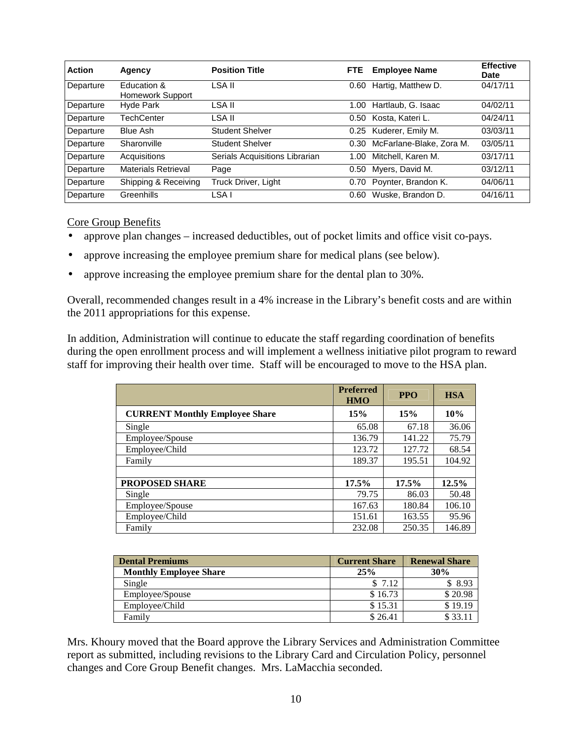| Action | Agency | Position Title | FTE | Employee Name | Effective Date |
|---|---|---|---|---|---|
| Departure | Education & Homework Support | LSA II | 0.60 | Hartig, Matthew D. | 04/17/11 |
| Departure | Hyde Park | LSA II | 1.00 | Hartlaub, G. Isaac | 04/02/11 |
| Departure | TechCenter | LSA II | 0.50 | Kosta, Kateri L. | 04/24/11 |
| Departure | Blue Ash | Student Shelver | 0.25 | Kuderer, Emily M. | 03/03/11 |
| Departure | Sharonville | Student Shelver | 0.30 | McFarlane-Blake, Zora M. | 03/05/11 |
| Departure | Acquisitions | Serials Acquisitions Librarian | 1.00 | Mitchell, Karen M. | 03/17/11 |
| Departure | Materials Retrieval | Page | 0.50 | Myers, David M. | 03/12/11 |
| Departure | Shipping & Receiving | Truck Driver, Light | 0.70 | Poynter, Brandon K. | 04/06/11 |
| Departure | Greenhills | LSA I | 0.60 | Wuske, Brandon D. | 04/16/11 |

Core Group Benefits

- approve plan changes – increased deductibles, out of pocket limits and office visit co-pays.
- approve increasing the employee premium share for medical plans (see below).
- approve increasing the employee premium share for the dental plan to 30%.

Overall, recommended changes result in a 4% increase in the Library's benefit costs and are within the 2011 appropriations for this expense.

In addition, Administration will continue to educate the staff regarding coordination of benefits during the open enrollment process and will implement a wellness initiative pilot program to reward staff for improving their health over time. Staff will be encouraged to move to the HSA plan.

| | Preferred HMO | PPO | HSA |
|---|---|---|---|
| **CURRENT Monthly Employee Share** | **15%** | **15%** | **10%** |
| Single | 65.08 | 67.18 | 36.06 |
| Employee/Spouse | 136.79 | 141.22 | 75.79 |
| Employee/Child | 123.72 | 127.72 | 68.54 |
| Family | 189.37 | 195.51 | 104.92 |
| | | | |
| **PROPOSED SHARE** | **17.5%** | **17.5%** | **12.5%** |
| Single | 79.75 | 86.03 | 50.48 |
| Employee/Spouse | 167.63 | 180.84 | 106.10 |
| Employee/Child | 151.61 | 163.55 | 95.96 |
| Family | 232.08 | 250.35 | 146.89 |

| Dental Premiums | Current Share | Renewal Share |
|---|---|---|
| **Monthly Employee Share** | **25%** | **30%** |
| Single | $ 7.12 | $ 8.93 |
| Employee/Spouse | $ 16.73 | $ 20.98 |
| Employee/Child | $ 15.31 | $ 19.19 |
| Family | $ 26.41 | $ 33.11 |

Mrs. Khoury moved that the Board approve the Library Services and Administration Committee report as submitted, including revisions to the Library Card and Circulation Policy, personnel changes and Core Group Benefit changes. Mrs. LaMacchia seconded.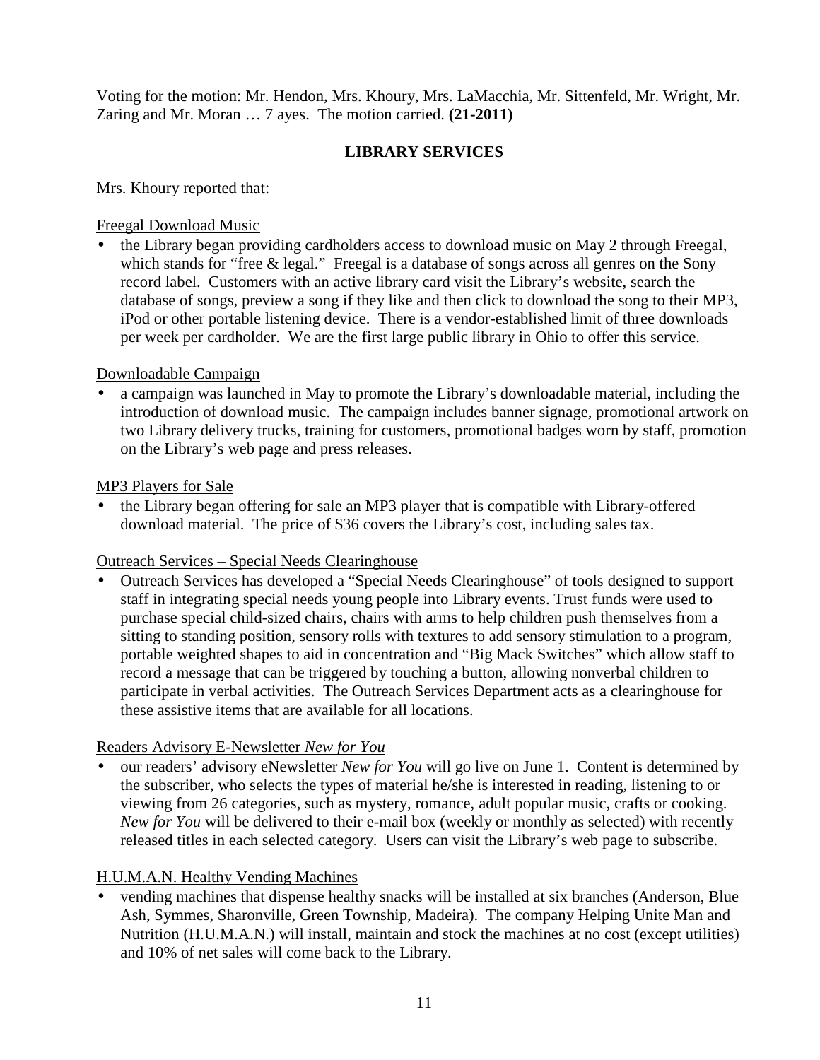Voting for the motion: Mr. Hendon, Mrs. Khoury, Mrs. LaMacchia, Mr. Sittenfeld, Mr. Wright, Mr. Zaring and Mr. Moran … 7 ayes. The motion carried. **(21-2011)**

## LIBRARY SERVICES

Mrs. Khoury reported that:

Freegal Download Music

- the Library began providing cardholders access to download music on May 2 through Freegal, which stands for "free & legal." Freegal is a database of songs across all genres on the Sony record label. Customers with an active library card visit the Library's website, search the database of songs, preview a song if they like and then click to download the song to their MP3, iPod or other portable listening device. There is a vendor-established limit of three downloads per week per cardholder. We are the first large public library in Ohio to offer this service.

Downloadable Campaign

- a campaign was launched in May to promote the Library's downloadable material, including the introduction of download music. The campaign includes banner signage, promotional artwork on two Library delivery trucks, training for customers, promotional badges worn by staff, promotion on the Library's web page and press releases.

MP3 Players for Sale

- the Library began offering for sale an MP3 player that is compatible with Library-offered download material. The price of $36 covers the Library's cost, including sales tax.

Outreach Services – Special Needs Clearinghouse

- Outreach Services has developed a "Special Needs Clearinghouse" of tools designed to support staff in integrating special needs young people into Library events. Trust funds were used to purchase special child-sized chairs, chairs with arms to help children push themselves from a sitting to standing position, sensory rolls with textures to add sensory stimulation to a program, portable weighted shapes to aid in concentration and "Big Mack Switches" which allow staff to record a message that can be triggered by touching a button, allowing nonverbal children to participate in verbal activities. The Outreach Services Department acts as a clearinghouse for these assistive items that are available for all locations.

Readers Advisory E-Newsletter *New for You*

- our readers' advisory eNewsletter *New for You* will go live on June 1. Content is determined by the subscriber, who selects the types of material he/she is interested in reading, listening to or viewing from 26 categories, such as mystery, romance, adult popular music, crafts or cooking. *New for You* will be delivered to their e-mail box (weekly or monthly as selected) with recently released titles in each selected category. Users can visit the Library's web page to subscribe.

H.U.M.A.N. Healthy Vending Machines

- vending machines that dispense healthy snacks will be installed at six branches (Anderson, Blue Ash, Symmes, Sharonville, Green Township, Madeira). The company Helping Unite Man and Nutrition (H.U.M.A.N.) will install, maintain and stock the machines at no cost (except utilities) and 10% of net sales will come back to the Library.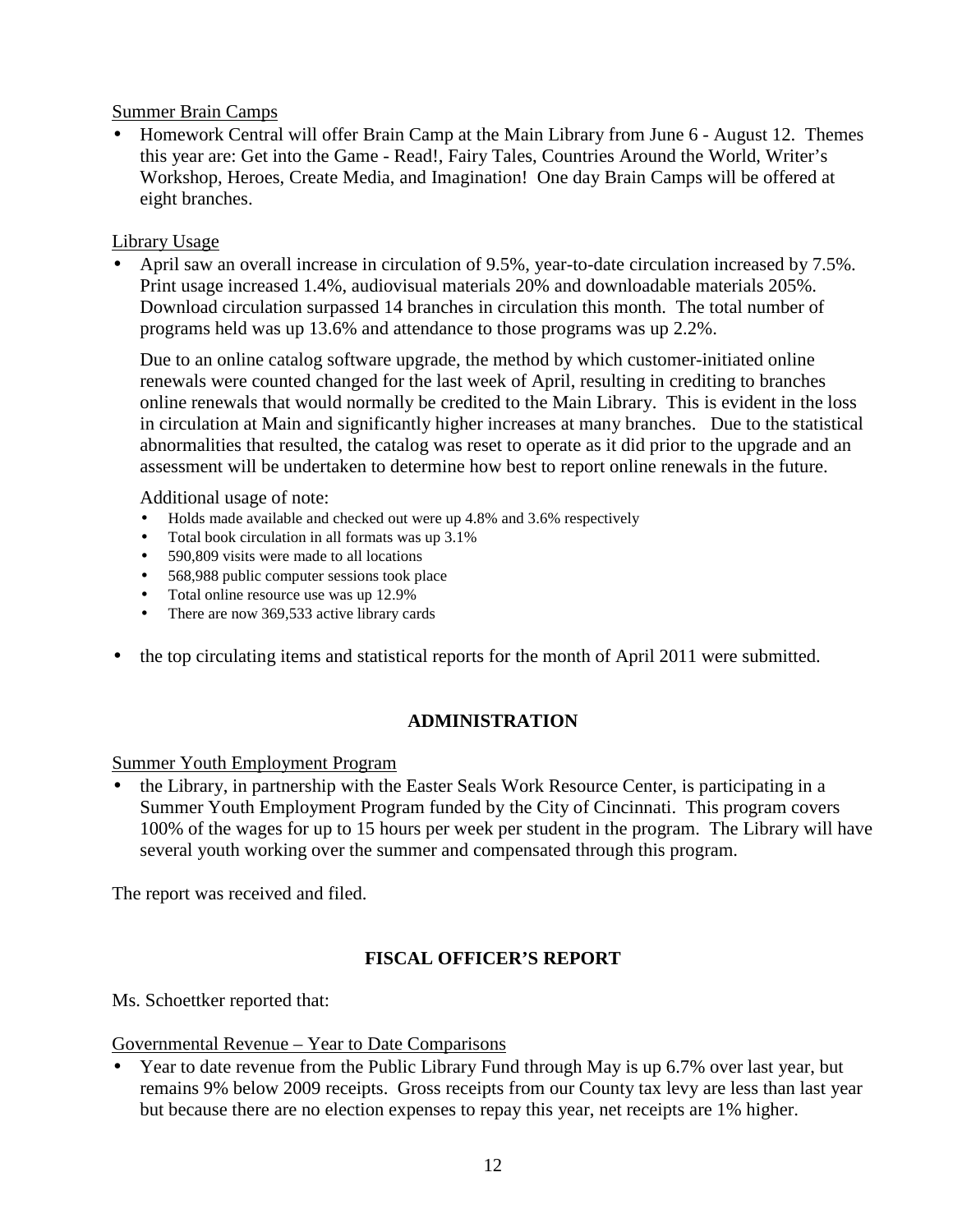Summer Brain Camps

- Homework Central will offer Brain Camp at the Main Library from June 6 - August 12. Themes this year are: Get into the Game - Read!, Fairy Tales, Countries Around the World, Writer's Workshop, Heroes, Create Media, and Imagination! One day Brain Camps will be offered at eight branches.

Library Usage

- April saw an overall increase in circulation of 9.5%, year-to-date circulation increased by 7.5%. Print usage increased 1.4%, audiovisual materials 20% and downloadable materials 205%. Download circulation surpassed 14 branches in circulation this month. The total number of programs held was up 13.6% and attendance to those programs was up 2.2%.

  Due to an online catalog software upgrade, the method by which customer-initiated online renewals were counted changed for the last week of April, resulting in crediting to branches online renewals that would normally be credited to the Main Library. This is evident in the loss in circulation at Main and significantly higher increases at many branches. Due to the statistical abnormalities that resulted, the catalog was reset to operate as it did prior to the upgrade and an assessment will be undertaken to determine how best to report online renewals in the future.

  Additional usage of note:
  - Holds made available and checked out were up 4.8% and 3.6% respectively
  - Total book circulation in all formats was up 3.1%
  - 590,809 visits were made to all locations
  - 568,988 public computer sessions took place
  - Total online resource use was up 12.9%
  - There are now 369,533 active library cards

- the top circulating items and statistical reports for the month of April 2011 were submitted.

## ADMINISTRATION

Summer Youth Employment Program

- the Library, in partnership with the Easter Seals Work Resource Center, is participating in a Summer Youth Employment Program funded by the City of Cincinnati. This program covers 100% of the wages for up to 15 hours per week per student in the program. The Library will have several youth working over the summer and compensated through this program.

The report was received and filed.

## FISCAL OFFICER'S REPORT

Ms. Schoettker reported that:

Governmental Revenue – Year to Date Comparisons

- Year to date revenue from the Public Library Fund through May is up 6.7% over last year, but remains 9% below 2009 receipts. Gross receipts from our County tax levy are less than last year but because there are no election expenses to repay this year, net receipts are 1% higher.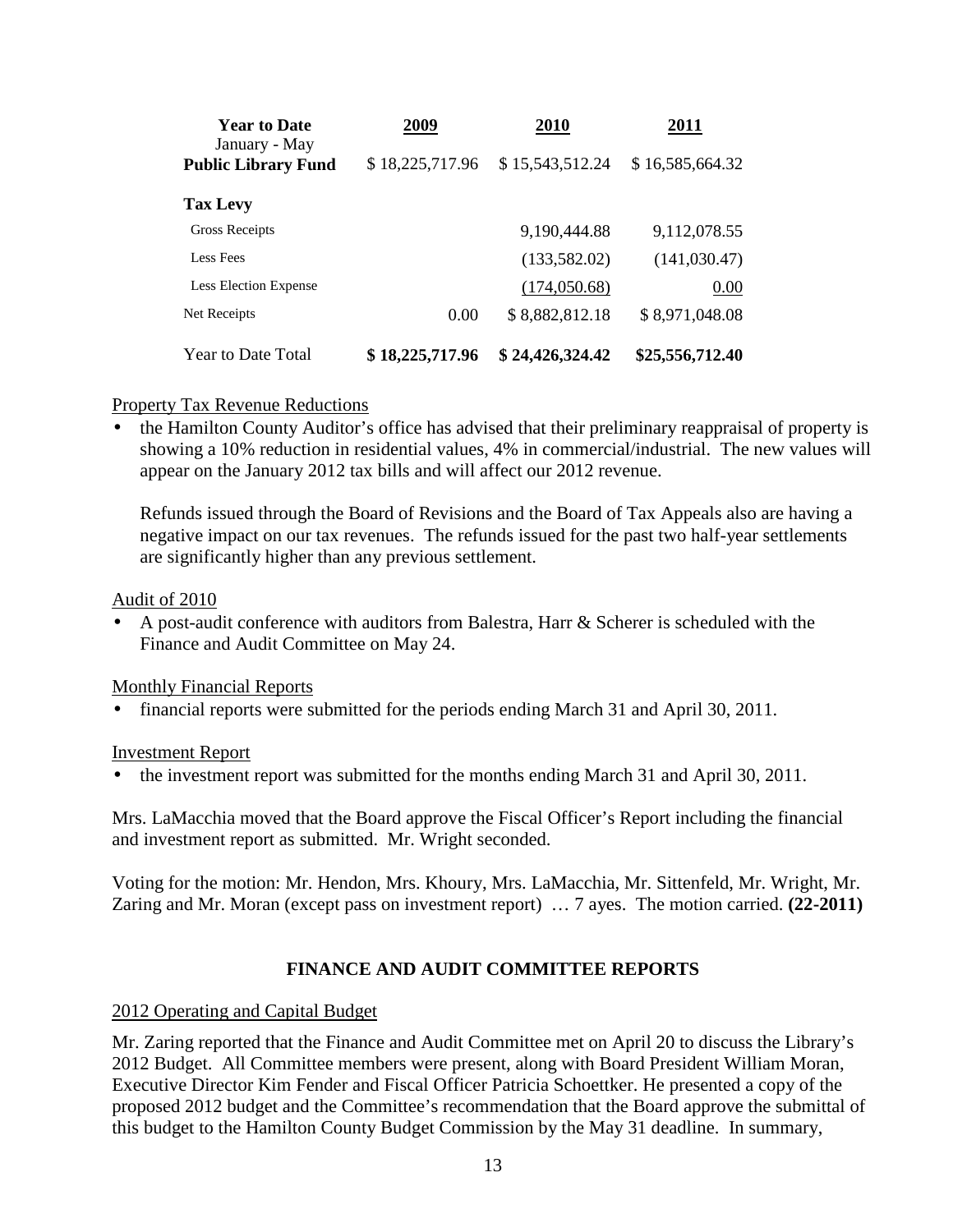| Year to Date<br>January - May | 2009 | 2010 | 2011 |
|---|---|---|---|
| **Public Library Fund** | $ 18,225,717.96 | $ 15,543,512.24 | $ 16,585,664.32 |
| **Tax Levy** | | | |
| Gross Receipts | | 9,190,444.88 | 9,112,078.55 |
| Less Fees | | (133,582.02) | (141,030.47) |
| Less Election Expense | | (174,050.68) | 0.00 |
| Net Receipts | 0.00 | $ 8,882,812.18 | $ 8,971,048.08 |
| Year to Date Total | **$ 18,225,717.96** | **$ 24,426,324.42** | **$25,556,712.40** |

Property Tax Revenue Reductions

- the Hamilton County Auditor's office has advised that their preliminary reappraisal of property is showing a 10% reduction in residential values, 4% in commercial/industrial. The new values will appear on the January 2012 tax bills and will affect our 2012 revenue.

  Refunds issued through the Board of Revisions and the Board of Tax Appeals also are having a negative impact on our tax revenues. The refunds issued for the past two half-year settlements are significantly higher than any previous settlement.

Audit of 2010

- A post-audit conference with auditors from Balestra, Harr & Scherer is scheduled with the Finance and Audit Committee on May 24.

Monthly Financial Reports

- financial reports were submitted for the periods ending March 31 and April 30, 2011.

Investment Report

- the investment report was submitted for the months ending March 31 and April 30, 2011.

Mrs. LaMacchia moved that the Board approve the Fiscal Officer's Report including the financial and investment report as submitted. Mr. Wright seconded.

Voting for the motion: Mr. Hendon, Mrs. Khoury, Mrs. LaMacchia, Mr. Sittenfeld, Mr. Wright, Mr. Zaring and Mr. Moran (except pass on investment report) … 7 ayes. The motion carried. **(22-2011)**

## FINANCE AND AUDIT COMMITTEE REPORTS

2012 Operating and Capital Budget

Mr. Zaring reported that the Finance and Audit Committee met on April 20 to discuss the Library's 2012 Budget. All Committee members were present, along with Board President William Moran, Executive Director Kim Fender and Fiscal Officer Patricia Schoettker. He presented a copy of the proposed 2012 budget and the Committee's recommendation that the Board approve the submittal of this budget to the Hamilton County Budget Commission by the May 31 deadline. In summary,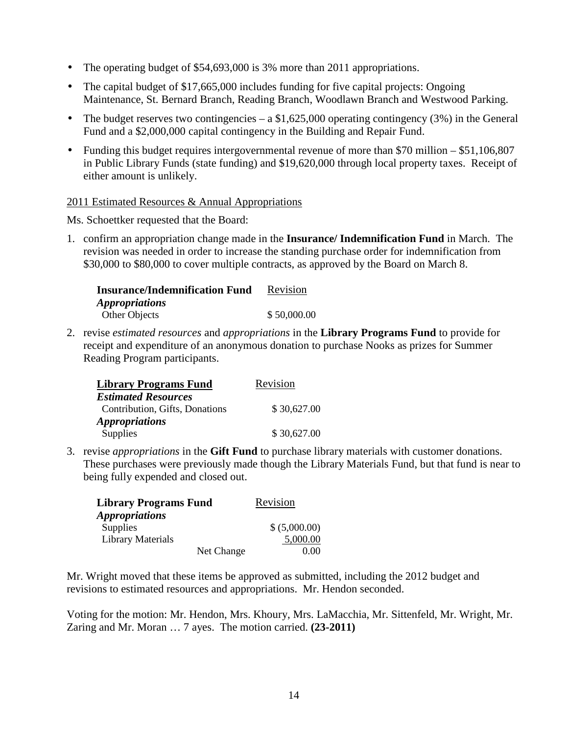- The operating budget of $54,693,000 is 3% more than 2011 appropriations.
- The capital budget of $17,665,000 includes funding for five capital projects: Ongoing Maintenance, St. Bernard Branch, Reading Branch, Woodlawn Branch and Westwood Parking.
- The budget reserves two contingencies – a $1,625,000 operating contingency (3%) in the General Fund and a $2,000,000 capital contingency in the Building and Repair Fund.
- Funding this budget requires intergovernmental revenue of more than $70 million – $51,106,807 in Public Library Funds (state funding) and $19,620,000 through local property taxes. Receipt of either amount is unlikely.

<u>2011 Estimated Resources & Annual Appropriations</u>

Ms. Schoettker requested that the Board:

1. confirm an appropriation change made in the **Insurance/ Indemnification Fund** in March. The revision was needed in order to increase the standing purchase order for indemnification from $30,000 to $80,000 to cover multiple contracts, as approved by the Board on March 8.

| **Insurance/Indemnification Fund** | <u>Revision</u> |
|---|---|
| ***Appropriations*** | |
| Other Objects | $ 50,000.00 |

2. revise *estimated resources* and *appropriations* in the **Library Programs Fund** to provide for receipt and expenditure of an anonymous donation to purchase Nooks as prizes for Summer Reading Program participants.

| **<u>Library Programs Fund</u>** | <u>Revision</u> |
|---|---|
| ***Estimated Resources*** | |
| Contribution, Gifts, Donations | $ 30,627.00 |
| ***Appropriations*** | |
| Supplies | $ 30,627.00 |

3. revise *appropriations* in the **Gift Fund** to purchase library materials with customer donations. These purchases were previously made though the Library Materials Fund, but that fund is near to being fully expended and closed out.

| **Library Programs Fund** | | <u>Revision</u> |
|---|---|---|
| ***Appropriations*** | | |
| Supplies | | $ (5,000.00) |
| Library Materials | | 5,000.00 |
| | Net Change | 0.00 |

Mr. Wright moved that these items be approved as submitted, including the 2012 budget and revisions to estimated resources and appropriations. Mr. Hendon seconded.

Voting for the motion: Mr. Hendon, Mrs. Khoury, Mrs. LaMacchia, Mr. Sittenfeld, Mr. Wright, Mr. Zaring and Mr. Moran … 7 ayes. The motion carried. **(23-2011)**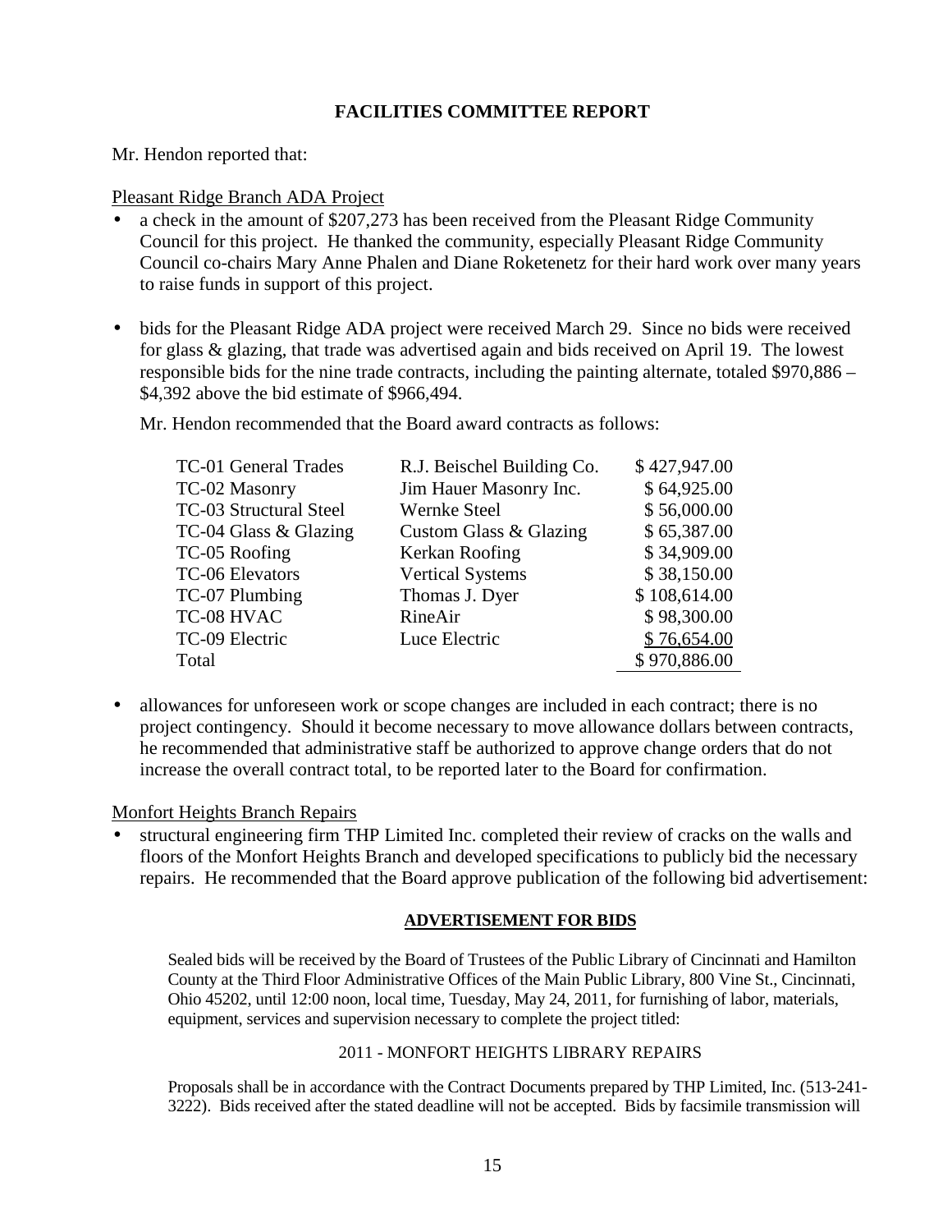## FACILITIES COMMITTEE REPORT

Mr. Hendon reported that:

Pleasant Ridge Branch ADA Project

- a check in the amount of $207,273 has been received from the Pleasant Ridge Community Council for this project. He thanked the community, especially Pleasant Ridge Community Council co-chairs Mary Anne Phalen and Diane Roketenetz for their hard work over many years to raise funds in support of this project.

- bids for the Pleasant Ridge ADA project were received March 29. Since no bids were received for glass & glazing, that trade was advertised again and bids received on April 19. The lowest responsible bids for the nine trade contracts, including the painting alternate, totaled $970,886 – $4,392 above the bid estimate of $966,494.

  Mr. Hendon recommended that the Board award contracts as follows:

| | | |
|---|---|---|
| TC-01 General Trades | R.J. Beischel Building Co. | $ 427,947.00 |
| TC-02 Masonry | Jim Hauer Masonry Inc. | $ 64,925.00 |
| TC-03 Structural Steel | Wernke Steel | $ 56,000.00 |
| TC-04 Glass & Glazing | Custom Glass & Glazing | $ 65,387.00 |
| TC-05 Roofing | Kerkan Roofing | $ 34,909.00 |
| TC-06 Elevators | Vertical Systems | $ 38,150.00 |
| TC-07 Plumbing | Thomas J. Dyer | $ 108,614.00 |
| TC-08 HVAC | RineAir | $ 98,300.00 |
| TC-09 Electric | Luce Electric | $ 76,654.00 |
| Total | | $ 970,886.00 |

- allowances for unforeseen work or scope changes are included in each contract; there is no project contingency. Should it become necessary to move allowance dollars between contracts, he recommended that administrative staff be authorized to approve change orders that do not increase the overall contract total, to be reported later to the Board for confirmation.

Monfort Heights Branch Repairs

- structural engineering firm THP Limited Inc. completed their review of cracks on the walls and floors of the Monfort Heights Branch and developed specifications to publicly bid the necessary repairs. He recommended that the Board approve publication of the following bid advertisement:

**ADVERTISEMENT FOR BIDS**

Sealed bids will be received by the Board of Trustees of the Public Library of Cincinnati and Hamilton County at the Third Floor Administrative Offices of the Main Public Library, 800 Vine St., Cincinnati, Ohio 45202, until 12:00 noon, local time, Tuesday, May 24, 2011, for furnishing of labor, materials, equipment, services and supervision necessary to complete the project titled:

2011 - MONFORT HEIGHTS LIBRARY REPAIRS

Proposals shall be in accordance with the Contract Documents prepared by THP Limited, Inc. (513-241-3222). Bids received after the stated deadline will not be accepted. Bids by facsimile transmission will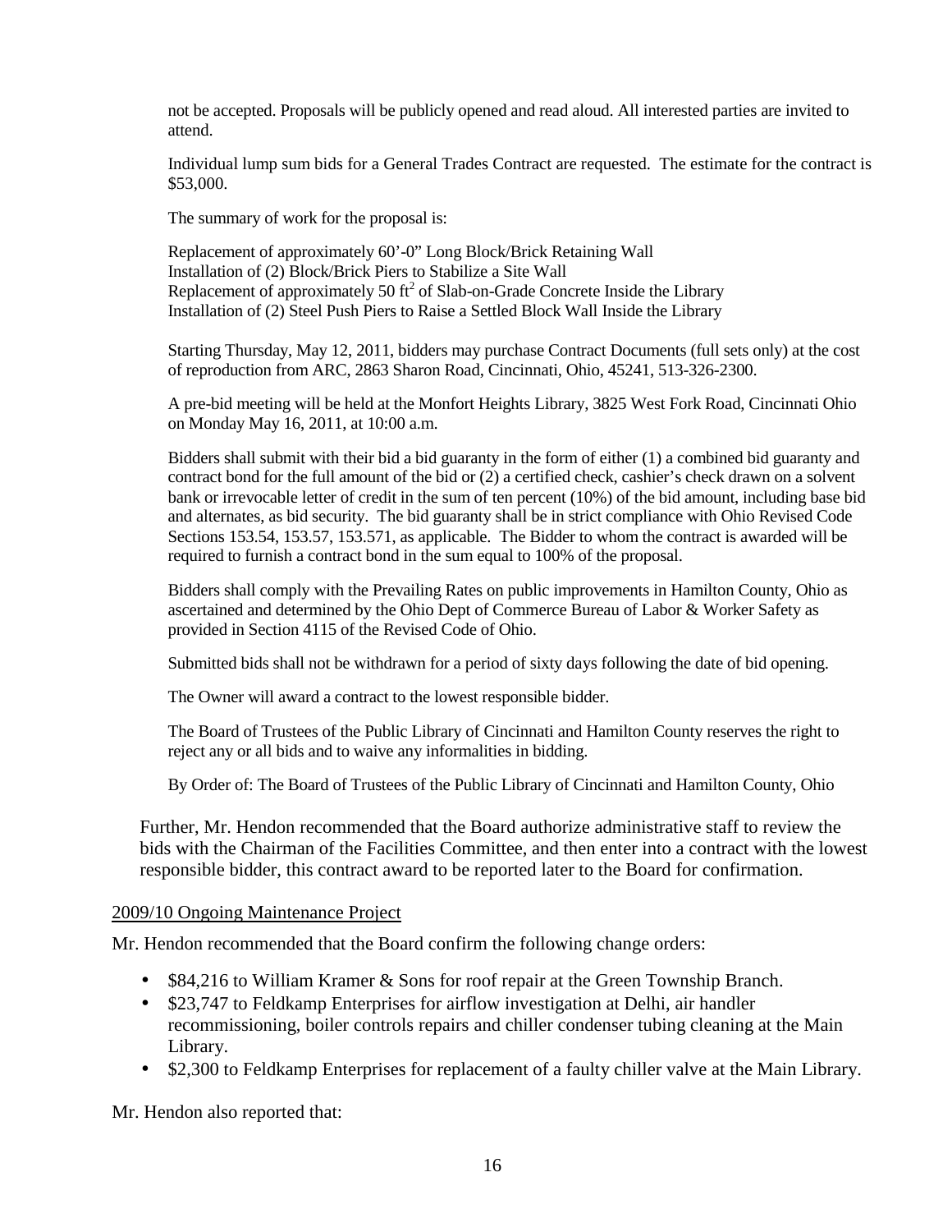not be accepted. Proposals will be publicly opened and read aloud. All interested parties are invited to attend.

Individual lump sum bids for a General Trades Contract are requested. The estimate for the contract is $53,000.

The summary of work for the proposal is:

Replacement of approximately 60'-0" Long Block/Brick Retaining Wall
Installation of (2) Block/Brick Piers to Stabilize a Site Wall
Replacement of approximately 50 $ft^2$ of Slab-on-Grade Concrete Inside the Library
Installation of (2) Steel Push Piers to Raise a Settled Block Wall Inside the Library

Starting Thursday, May 12, 2011, bidders may purchase Contract Documents (full sets only) at the cost of reproduction from ARC, 2863 Sharon Road, Cincinnati, Ohio, 45241, 513-326-2300.

A pre-bid meeting will be held at the Monfort Heights Library, 3825 West Fork Road, Cincinnati Ohio on Monday May 16, 2011, at 10:00 a.m.

Bidders shall submit with their bid a bid guaranty in the form of either (1) a combined bid guaranty and contract bond for the full amount of the bid or (2) a certified check, cashier's check drawn on a solvent bank or irrevocable letter of credit in the sum of ten percent (10%) of the bid amount, including base bid and alternates, as bid security. The bid guaranty shall be in strict compliance with Ohio Revised Code Sections 153.54, 153.57, 153.571, as applicable. The Bidder to whom the contract is awarded will be required to furnish a contract bond in the sum equal to 100% of the proposal.

Bidders shall comply with the Prevailing Rates on public improvements in Hamilton County, Ohio as ascertained and determined by the Ohio Dept of Commerce Bureau of Labor & Worker Safety as provided in Section 4115 of the Revised Code of Ohio.

Submitted bids shall not be withdrawn for a period of sixty days following the date of bid opening.

The Owner will award a contract to the lowest responsible bidder.

The Board of Trustees of the Public Library of Cincinnati and Hamilton County reserves the right to reject any or all bids and to waive any informalities in bidding.

By Order of: The Board of Trustees of the Public Library of Cincinnati and Hamilton County, Ohio

Further, Mr. Hendon recommended that the Board authorize administrative staff to review the bids with the Chairman of the Facilities Committee, and then enter into a contract with the lowest responsible bidder, this contract award to be reported later to the Board for confirmation.

2009/10 Ongoing Maintenance Project

Mr. Hendon recommended that the Board confirm the following change orders:

- $84,216 to William Kramer & Sons for roof repair at the Green Township Branch.
- $23,747 to Feldkamp Enterprises for airflow investigation at Delhi, air handler recommissioning, boiler controls repairs and chiller condenser tubing cleaning at the Main Library.
- $2,300 to Feldkamp Enterprises for replacement of a faulty chiller valve at the Main Library.

Mr. Hendon also reported that: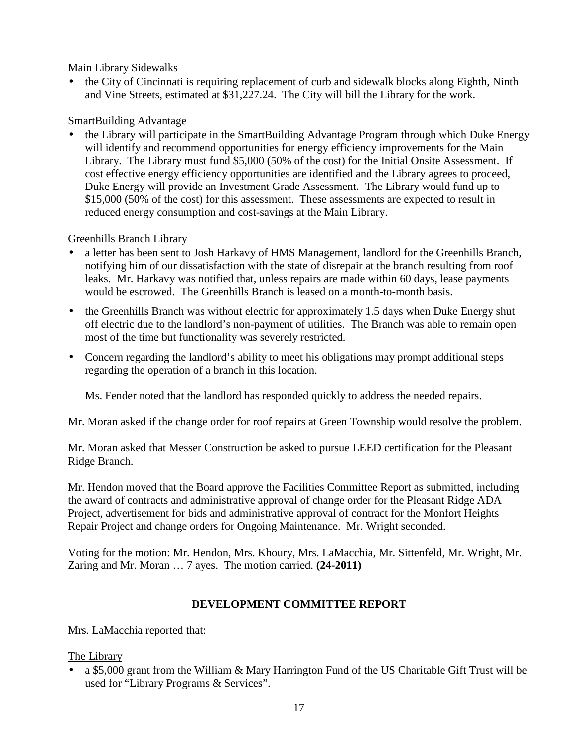Main Library Sidewalks

- the City of Cincinnati is requiring replacement of curb and sidewalk blocks along Eighth, Ninth and Vine Streets, estimated at $31,227.24. The City will bill the Library for the work.

SmartBuilding Advantage

- the Library will participate in the SmartBuilding Advantage Program through which Duke Energy will identify and recommend opportunities for energy efficiency improvements for the Main Library. The Library must fund $5,000 (50% of the cost) for the Initial Onsite Assessment. If cost effective energy efficiency opportunities are identified and the Library agrees to proceed, Duke Energy will provide an Investment Grade Assessment. The Library would fund up to $15,000 (50% of the cost) for this assessment. These assessments are expected to result in reduced energy consumption and cost-savings at the Main Library.

Greenhills Branch Library

- a letter has been sent to Josh Harkavy of HMS Management, landlord for the Greenhills Branch, notifying him of our dissatisfaction with the state of disrepair at the branch resulting from roof leaks. Mr. Harkavy was notified that, unless repairs are made within 60 days, lease payments would be escrowed. The Greenhills Branch is leased on a month-to-month basis.
- the Greenhills Branch was without electric for approximately 1.5 days when Duke Energy shut off electric due to the landlord's non-payment of utilities. The Branch was able to remain open most of the time but functionality was severely restricted.
- Concern regarding the landlord's ability to meet his obligations may prompt additional steps regarding the operation of a branch in this location.

  Ms. Fender noted that the landlord has responded quickly to address the needed repairs.

Mr. Moran asked if the change order for roof repairs at Green Township would resolve the problem.

Mr. Moran asked that Messer Construction be asked to pursue LEED certification for the Pleasant Ridge Branch.

Mr. Hendon moved that the Board approve the Facilities Committee Report as submitted, including the award of contracts and administrative approval of change order for the Pleasant Ridge ADA Project, advertisement for bids and administrative approval of contract for the Monfort Heights Repair Project and change orders for Ongoing Maintenance. Mr. Wright seconded.

Voting for the motion: Mr. Hendon, Mrs. Khoury, Mrs. LaMacchia, Mr. Sittenfeld, Mr. Wright, Mr. Zaring and Mr. Moran … 7 ayes. The motion carried. **(24-2011)**

## DEVELOPMENT COMMITTEE REPORT

Mrs. LaMacchia reported that:

The Library

- a $5,000 grant from the William & Mary Harrington Fund of the US Charitable Gift Trust will be used for "Library Programs & Services".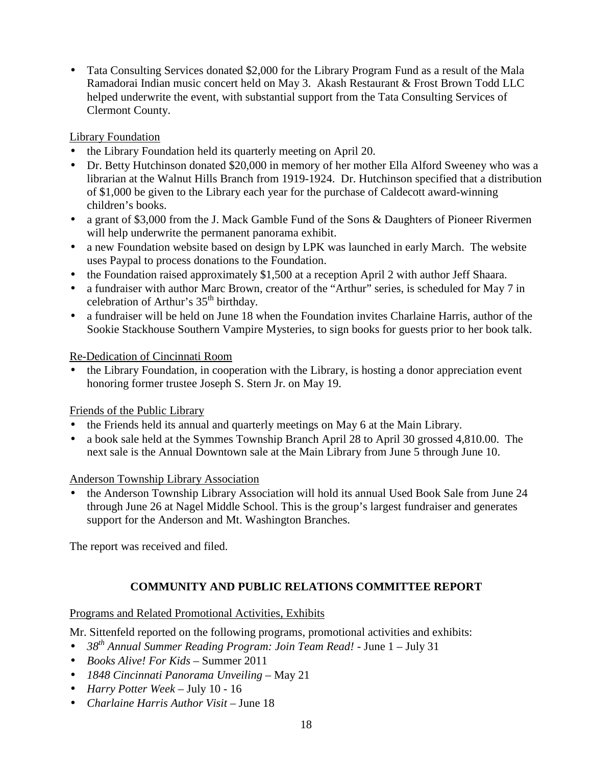- Tata Consulting Services donated $2,000 for the Library Program Fund as a result of the Mala Ramadorai Indian music concert held on May 3. Akash Restaurant & Frost Brown Todd LLC helped underwrite the event, with substantial support from the Tata Consulting Services of Clermont County.

Library Foundation

- the Library Foundation held its quarterly meeting on April 20.
- Dr. Betty Hutchinson donated $20,000 in memory of her mother Ella Alford Sweeney who was a librarian at the Walnut Hills Branch from 1919-1924. Dr. Hutchinson specified that a distribution of $1,000 be given to the Library each year for the purchase of Caldecott award-winning children's books.
- a grant of $3,000 from the J. Mack Gamble Fund of the Sons & Daughters of Pioneer Rivermen will help underwrite the permanent panorama exhibit.
- a new Foundation website based on design by LPK was launched in early March. The website uses Paypal to process donations to the Foundation.
- the Foundation raised approximately $1,500 at a reception April 2 with author Jeff Shaara.
- a fundraiser with author Marc Brown, creator of the "Arthur" series, is scheduled for May 7 in celebration of Arthur's 35th birthday.
- a fundraiser will be held on June 18 when the Foundation invites Charlaine Harris, author of the Sookie Stackhouse Southern Vampire Mysteries, to sign books for guests prior to her book talk.

Re-Dedication of Cincinnati Room

- the Library Foundation, in cooperation with the Library, is hosting a donor appreciation event honoring former trustee Joseph S. Stern Jr. on May 19.

Friends of the Public Library

- the Friends held its annual and quarterly meetings on May 6 at the Main Library.
- a book sale held at the Symmes Township Branch April 28 to April 30 grossed 4,810.00. The next sale is the Annual Downtown sale at the Main Library from June 5 through June 10.

Anderson Township Library Association

- the Anderson Township Library Association will hold its annual Used Book Sale from June 24 through June 26 at Nagel Middle School. This is the group's largest fundraiser and generates support for the Anderson and Mt. Washington Branches.

The report was received and filed.

## COMMUNITY AND PUBLIC RELATIONS COMMITTEE REPORT

Programs and Related Promotional Activities, Exhibits

Mr. Sittenfeld reported on the following programs, promotional activities and exhibits:

- *38th Annual Summer Reading Program: Join Team Read!* - June 1 – July 31
- *Books Alive! For Kids* – Summer 2011
- *1848 Cincinnati Panorama Unveiling* – May 21
- *Harry Potter Week* – July 10 - 16
- *Charlaine Harris Author Visit* – June 18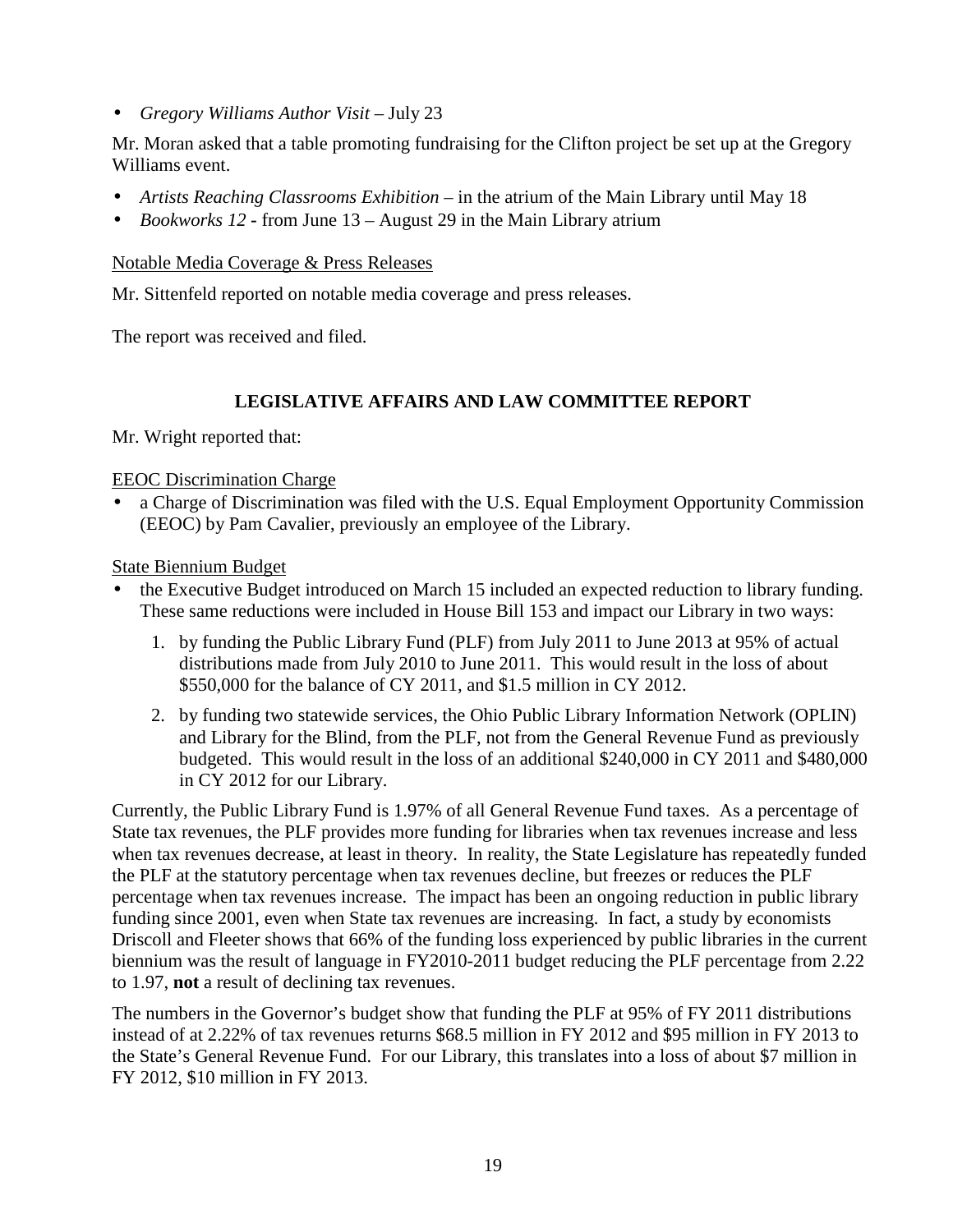- *Gregory Williams Author Visit* – July 23

Mr. Moran asked that a table promoting fundraising for the Clifton project be set up at the Gregory Williams event.

- *Artists Reaching Classrooms Exhibition* – in the atrium of the Main Library until May 18
- *Bookworks 12* - from June 13 – August 29 in the Main Library atrium

Notable Media Coverage & Press Releases

Mr. Sittenfeld reported on notable media coverage and press releases.

The report was received and filed.

## LEGISLATIVE AFFAIRS AND LAW COMMITTEE REPORT

Mr. Wright reported that:

EEOC Discrimination Charge

- a Charge of Discrimination was filed with the U.S. Equal Employment Opportunity Commission (EEOC) by Pam Cavalier, previously an employee of the Library.

State Biennium Budget

- the Executive Budget introduced on March 15 included an expected reduction to library funding. These same reductions were included in House Bill 153 and impact our Library in two ways:
  1. by funding the Public Library Fund (PLF) from July 2011 to June 2013 at 95% of actual distributions made from July 2010 to June 2011. This would result in the loss of about $550,000 for the balance of CY 2011, and $1.5 million in CY 2012.
  2. by funding two statewide services, the Ohio Public Library Information Network (OPLIN) and Library for the Blind, from the PLF, not from the General Revenue Fund as previously budgeted. This would result in the loss of an additional $240,000 in CY 2011 and $480,000 in CY 2012 for our Library.

Currently, the Public Library Fund is 1.97% of all General Revenue Fund taxes. As a percentage of State tax revenues, the PLF provides more funding for libraries when tax revenues increase and less when tax revenues decrease, at least in theory. In reality, the State Legislature has repeatedly funded the PLF at the statutory percentage when tax revenues decline, but freezes or reduces the PLF percentage when tax revenues increase. The impact has been an ongoing reduction in public library funding since 2001, even when State tax revenues are increasing. In fact, a study by economists Driscoll and Fleeter shows that 66% of the funding loss experienced by public libraries in the current biennium was the result of language in FY2010-2011 budget reducing the PLF percentage from 2.22 to 1.97, **not** a result of declining tax revenues.

The numbers in the Governor's budget show that funding the PLF at 95% of FY 2011 distributions instead of at 2.22% of tax revenues returns $68.5 million in FY 2012 and $95 million in FY 2013 to the State's General Revenue Fund. For our Library, this translates into a loss of about $7 million in FY 2012, $10 million in FY 2013.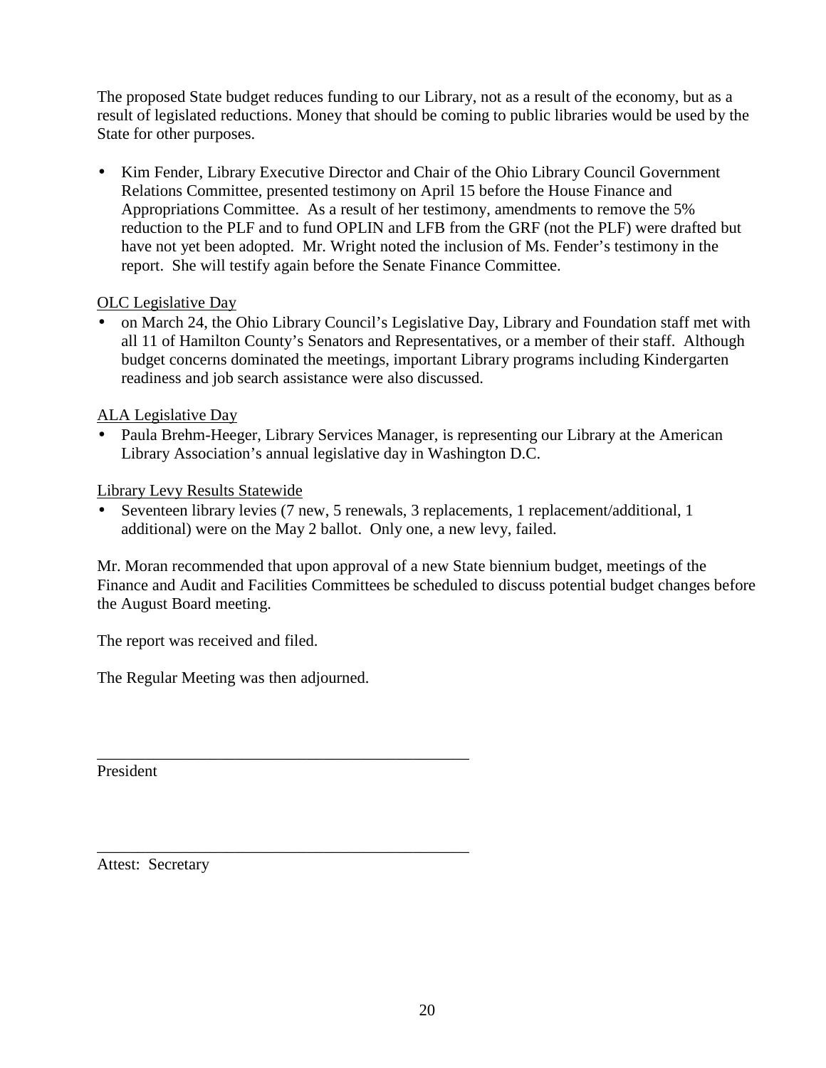The proposed State budget reduces funding to our Library, not as a result of the economy, but as a result of legislated reductions. Money that should be coming to public libraries would be used by the State for other purposes.

- Kim Fender, Library Executive Director and Chair of the Ohio Library Council Government Relations Committee, presented testimony on April 15 before the House Finance and Appropriations Committee. As a result of her testimony, amendments to remove the 5% reduction to the PLF and to fund OPLIN and LFB from the GRF (not the PLF) were drafted but have not yet been adopted. Mr. Wright noted the inclusion of Ms. Fender's testimony in the report. She will testify again before the Senate Finance Committee.

<u>OLC Legislative Day</u>

- on March 24, the Ohio Library Council's Legislative Day, Library and Foundation staff met with all 11 of Hamilton County's Senators and Representatives, or a member of their staff. Although budget concerns dominated the meetings, important Library programs including Kindergarten readiness and job search assistance were also discussed.

<u>ALA Legislative Day</u>

- Paula Brehm-Heeger, Library Services Manager, is representing our Library at the American Library Association's annual legislative day in Washington D.C.

<u>Library Levy Results Statewide</u>

- Seventeen library levies (7 new, 5 renewals, 3 replacements, 1 replacement/additional, 1 additional) were on the May 2 ballot. Only one, a new levy, failed.

Mr. Moran recommended that upon approval of a new State biennium budget, meetings of the Finance and Audit and Facilities Committees be scheduled to discuss potential budget changes before the August Board meeting.

The report was received and filed.

The Regular Meeting was then adjourned.

_______________________________________________
President

_______________________________________________
Attest: Secretary